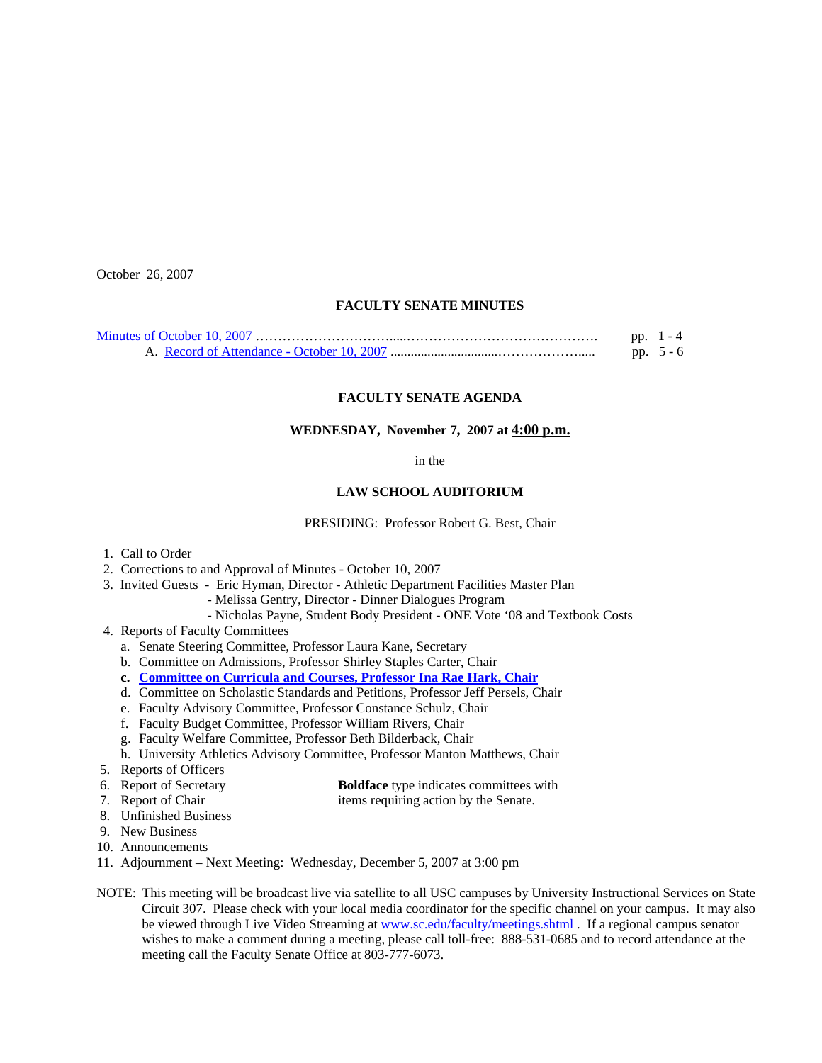October 26, 2007

## FACULTY SENATE MINUTES

Minutes of October 10, 2007 …………………………....……………………………………. pp. 1 - 4

A. Record of Attendance - October 10, 2007 ..............................………………..... pp. 5 - 6

## FACULTY SENATE AGENDA

### WEDNESDAY, November 7, 2007 at 4:00 p.m.

in the

### LAW SCHOOL AUDITORIUM

PRESIDING: Professor Robert G. Best, Chair

1. Call to Order
2. Corrections to and Approval of Minutes - October 10, 2007
3. Invited Guests - Eric Hyman, Director - Athletic Department Facilities Master Plan
   - Melissa Gentry, Director - Dinner Dialogues Program
   - Nicholas Payne, Student Body President - ONE Vote '08 and Textbook Costs
4. Reports of Faculty Committees
   a. Senate Steering Committee, Professor Laura Kane, Secretary
   b. Committee on Admissions, Professor Shirley Staples Carter, Chair
   **c. Committee on Curricula and Courses, Professor Ina Rae Hark, Chair**
   d. Committee on Scholastic Standards and Petitions, Professor Jeff Persels, Chair
   e. Faculty Advisory Committee, Professor Constance Schulz, Chair
   f. Faculty Budget Committee, Professor William Rivers, Chair
   g. Faculty Welfare Committee, Professor Beth Bilderback, Chair
   h. University Athletics Advisory Committee, Professor Manton Matthews, Chair
5. Reports of Officers
6. Report of Secretary
7. Report of Chair
8. Unfinished Business
9. New Business
10. Announcements
11. Adjournment – Next Meeting: Wednesday, December 5, 2007 at 3:00 pm

**Boldface** type indicates committees with items requiring action by the Senate.

NOTE: This meeting will be broadcast live via satellite to all USC campuses by University Instructional Services on State Circuit 307. Please check with your local media coordinator for the specific channel on your campus. It may also be viewed through Live Video Streaming at www.sc.edu/faculty/meetings.shtml . If a regional campus senator wishes to make a comment during a meeting, please call toll-free: 888-531-0685 and to record attendance at the meeting call the Faculty Senate Office at 803-777-6073.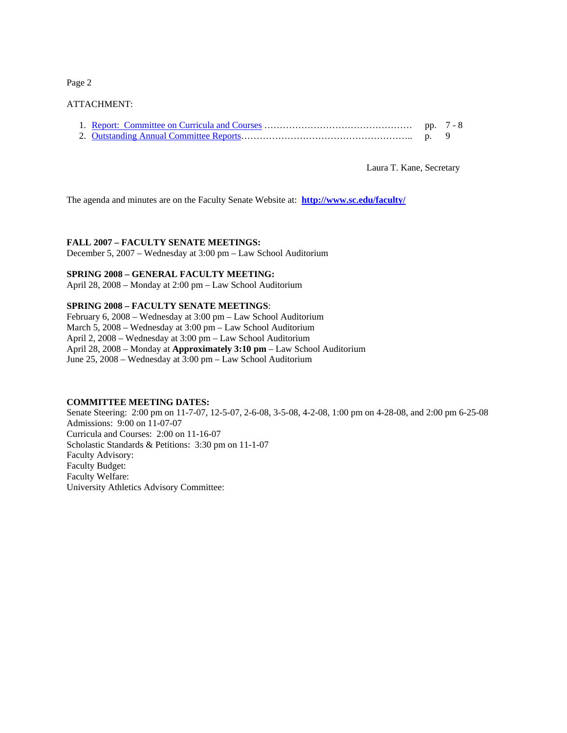ATTACHMENT:

1. Report: Committee on Curricula and Courses ………………………………………… pp. 7 - 8
2. Outstanding Annual Committee Reports……………………………………………….. p. 9

Laura T. Kane, Secretary

The agenda and minutes are on the Faculty Senate Website at: **http://www.sc.edu/faculty/**

**FALL 2007 – FACULTY SENATE MEETINGS:**
December 5, 2007 – Wednesday at 3:00 pm – Law School Auditorium

**SPRING 2008 – GENERAL FACULTY MEETING:**
April 28, 2008 – Monday at 2:00 pm – Law School Auditorium

**SPRING 2008 – FACULTY SENATE MEETINGS**:
February 6, 2008 – Wednesday at 3:00 pm – Law School Auditorium
March 5, 2008 – Wednesday at 3:00 pm – Law School Auditorium
April 2, 2008 – Wednesday at 3:00 pm – Law School Auditorium
April 28, 2008 – Monday at **Approximately 3:10 pm** – Law School Auditorium
June 25, 2008 – Wednesday at 3:00 pm – Law School Auditorium

**COMMITTEE MEETING DATES:**
Senate Steering: 2:00 pm on 11-7-07, 12-5-07, 2-6-08, 3-5-08, 4-2-08, 1:00 pm on 4-28-08, and 2:00 pm 6-25-08
Admissions: 9:00 on 11-07-07
Curricula and Courses: 2:00 on 11-16-07
Scholastic Standards & Petitions: 3:30 pm on 11-1-07
Faculty Advisory:
Faculty Budget:
Faculty Welfare:
University Athletics Advisory Committee: